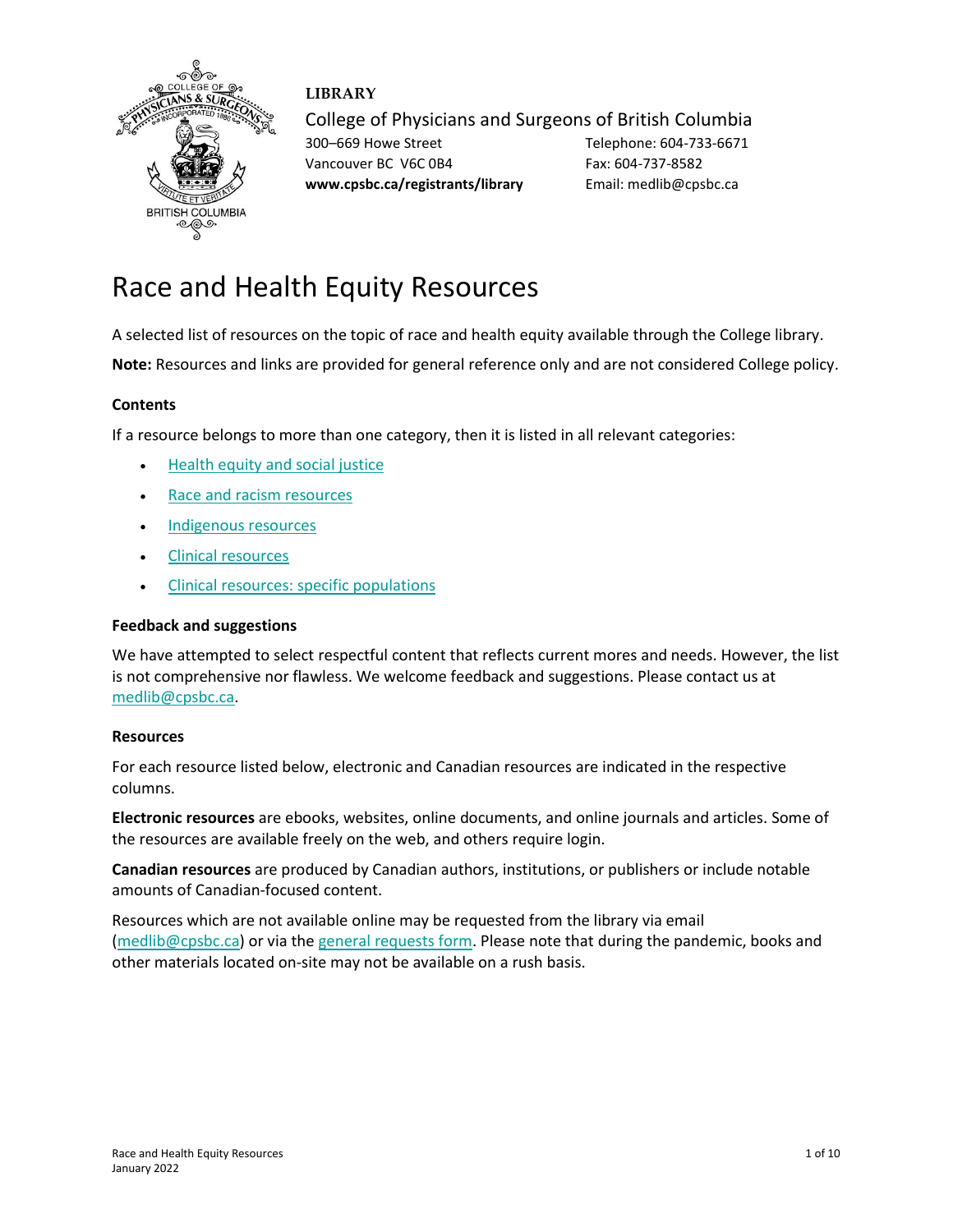**LIBRARY**

College of Physicians and Surgeons of British Columbia

300–669 Howe Street
Vancouver BC V6C 0B4
**www.cpsbc.ca/registrants/library**

Telephone: 604-733-6671
Fax: 604-737-8582
Email: medlib@cpsbc.ca

# Race and Health Equity Resources

A selected list of resources on the topic of race and health equity available through the College library.

**Note:** Resources and links are provided for general reference only and are not considered College policy.

### Contents

If a resource belongs to more than one category, then it is listed in all relevant categories:

- Health equity and social justice
- Race and racism resources
- Indigenous resources
- Clinical resources
- Clinical resources: specific populations

### Feedback and suggestions

We have attempted to select respectful content that reflects current mores and needs. However, the list is not comprehensive nor flawless. We welcome feedback and suggestions. Please contact us at medlib@cpsbc.ca.

### Resources

For each resource listed below, electronic and Canadian resources are indicated in the respective columns.

**Electronic resources** are ebooks, websites, online documents, and online journals and articles. Some of the resources are available freely on the web, and others require login.

**Canadian resources** are produced by Canadian authors, institutions, or publishers or include notable amounts of Canadian-focused content.

Resources which are not available online may be requested from the library via email (medlib@cpsbc.ca) or via the general requests form. Please note that during the pandemic, books and other materials located on-site may not be available on a rush basis.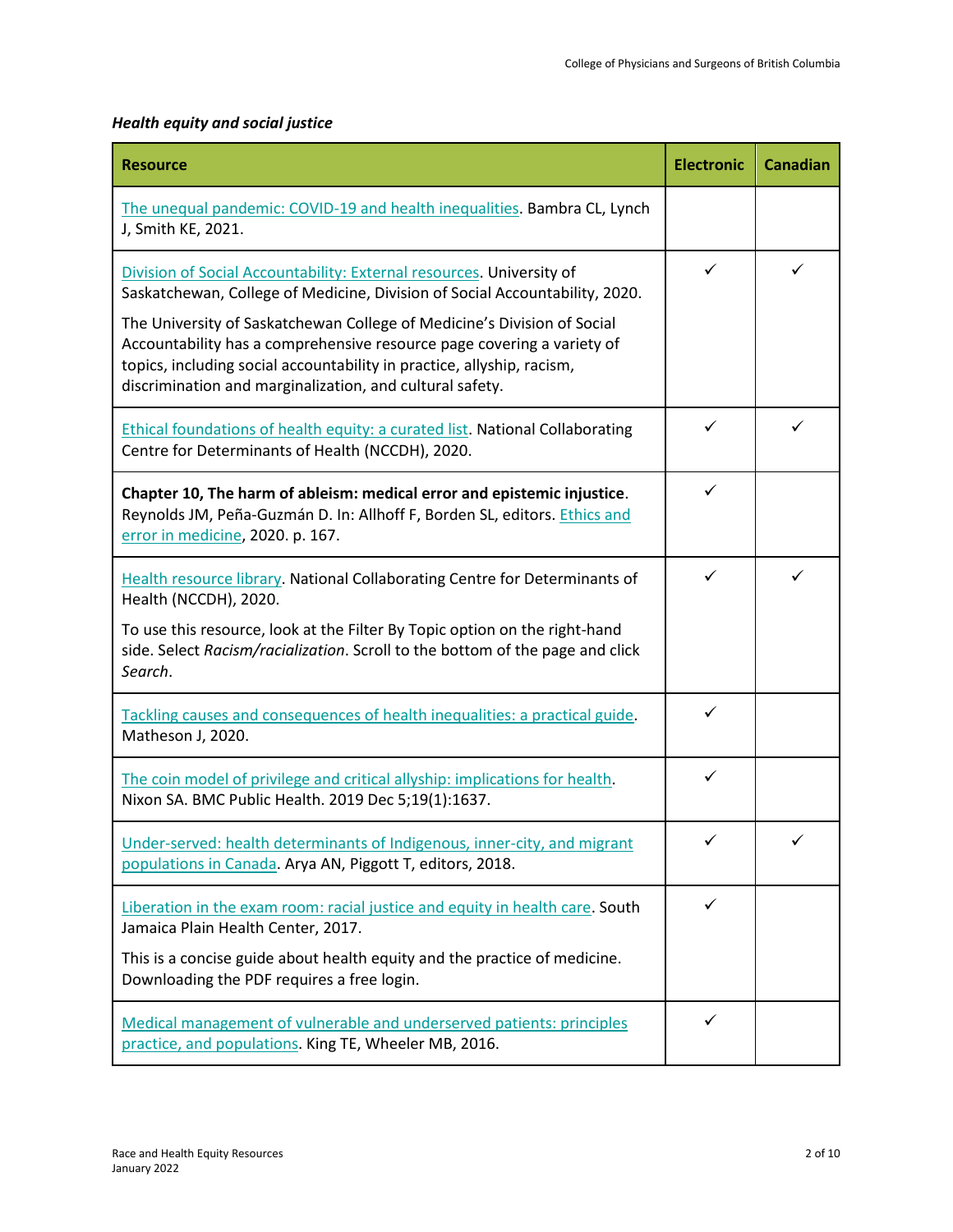*Health equity and social justice*

| Resource | Electronic | Canadian |
|---|---|---|
| The unequal pandemic: COVID-19 and health inequalities. Bambra CL, Lynch J, Smith KE, 2021. | | |
| Division of Social Accountability: External resources. University of Saskatchewan, College of Medicine, Division of Social Accountability, 2020.<br><br>The University of Saskatchewan College of Medicine's Division of Social Accountability has a comprehensive resource page covering a variety of topics, including social accountability in practice, allyship, racism, discrimination and marginalization, and cultural safety. | ✓ | ✓ |
| Ethical foundations of health equity: a curated list. National Collaborating Centre for Determinants of Health (NCCDH), 2020. | ✓ | ✓ |
| **Chapter 10, The harm of ableism: medical error and epistemic injustice**. Reynolds JM, Peña-Guzmán D. In: Allhoff F, Borden SL, editors. Ethics and error in medicine, 2020. p. 167. | ✓ | |
| Health resource library. National Collaborating Centre for Determinants of Health (NCCDH), 2020.<br><br>To use this resource, look at the Filter By Topic option on the right-hand side. Select *Racism/racialization*. Scroll to the bottom of the page and click *Search*. | ✓ | ✓ |
| Tackling causes and consequences of health inequalities: a practical guide. Matheson J, 2020. | ✓ | |
| The coin model of privilege and critical allyship: implications for health. Nixon SA. BMC Public Health. 2019 Dec 5;19(1):1637. | ✓ | |
| Under-served: health determinants of Indigenous, inner-city, and migrant populations in Canada. Arya AN, Piggott T, editors, 2018. | ✓ | ✓ |
| Liberation in the exam room: racial justice and equity in health care. South Jamaica Plain Health Center, 2017.<br><br>This is a concise guide about health equity and the practice of medicine. Downloading the PDF requires a free login. | ✓ | |
| Medical management of vulnerable and underserved patients: principles practice, and populations. King TE, Wheeler MB, 2016. | ✓ | |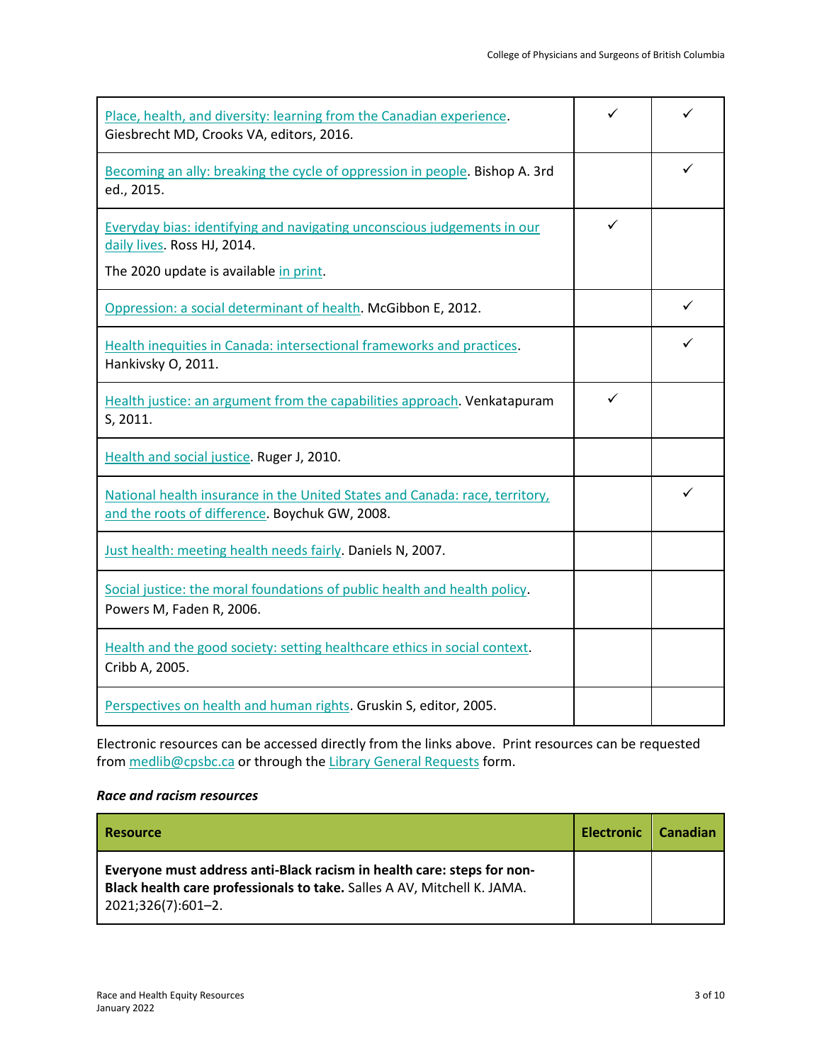| | | |
|---|---|---|
| Place, health, and diversity: learning from the Canadian experience. Giesbrecht MD, Crooks VA, editors, 2016. | ✓ | ✓ |
| Becoming an ally: breaking the cycle of oppression in people. Bishop A. 3rd ed., 2015. | | ✓ |
| Everyday bias: identifying and navigating unconscious judgements in our daily lives. Ross HJ, 2014.<br>The 2020 update is available in print. | ✓ | |
| Oppression: a social determinant of health. McGibbon E, 2012. | | ✓ |
| Health inequities in Canada: intersectional frameworks and practices. Hankivsky O, 2011. | | ✓ |
| Health justice: an argument from the capabilities approach. Venkatapuram S, 2011. | ✓ | |
| Health and social justice. Ruger J, 2010. | | |
| National health insurance in the United States and Canada: race, territory, and the roots of difference. Boychuk GW, 2008. | | ✓ |
| Just health: meeting health needs fairly. Daniels N, 2007. | | |
| Social justice: the moral foundations of public health and health policy. Powers M, Faden R, 2006. | | |
| Health and the good society: setting healthcare ethics in social context. Cribb A, 2005. | | |
| Perspectives on health and human rights. Gruskin S, editor, 2005. | | |

Electronic resources can be accessed directly from the links above. Print resources can be requested from medlib@cpsbc.ca or through the Library General Requests form.

***Race and racism resources***

| Resource | Electronic | Canadian |
|---|---|---|
| **Everyone must address anti-Black racism in health care: steps for non-Black health care professionals to take.** Salles A AV, Mitchell K. JAMA. 2021;326(7):601–2. | | |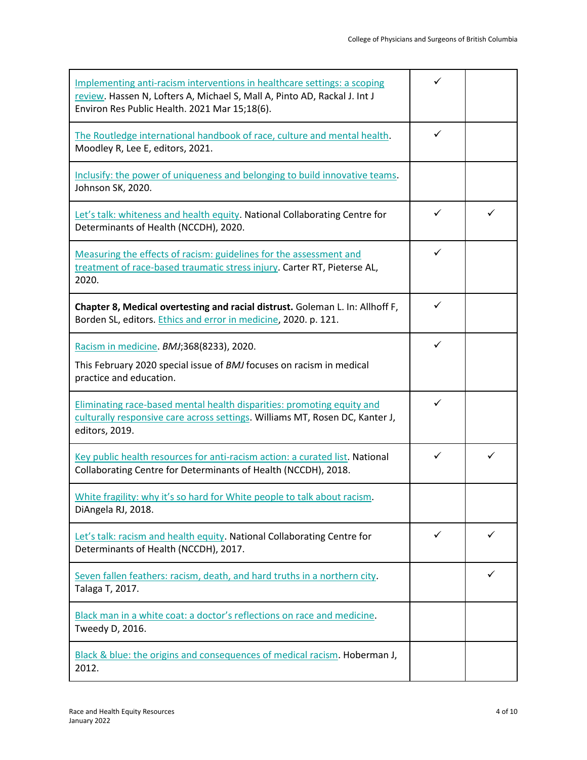| | | |
|---|---|---|
| Implementing anti-racism interventions in healthcare settings: a scoping review. Hassen N, Lofters A, Michael S, Mall A, Pinto AD, Rackal J. Int J Environ Res Public Health. 2021 Mar 15;18(6). | ✓ | |
| The Routledge international handbook of race, culture and mental health. Moodley R, Lee E, editors, 2021. | ✓ | |
| Inclusify: the power of uniqueness and belonging to build innovative teams. Johnson SK, 2020. | | |
| Let's talk: whiteness and health equity. National Collaborating Centre for Determinants of Health (NCCDH), 2020. | ✓ | ✓ |
| Measuring the effects of racism: guidelines for the assessment and treatment of race-based traumatic stress injury. Carter RT, Pieterse AL, 2020. | ✓ | |
| **Chapter 8, Medical overtesting and racial distrust.** Goleman L. In: Allhoff F, Borden SL, editors. Ethics and error in medicine, 2020. p. 121. | ✓ | |
| Racism in medicine. *BMJ*;368(8233), 2020.<br><br>This February 2020 special issue of *BMJ* focuses on racism in medical practice and education. | ✓ | |
| Eliminating race-based mental health disparities: promoting equity and culturally responsive care across settings. Williams MT, Rosen DC, Kanter J, editors, 2019. | ✓ | |
| Key public health resources for anti-racism action: a curated list. National Collaborating Centre for Determinants of Health (NCCDH), 2018. | ✓ | ✓ |
| White fragility: why it's so hard for White people to talk about racism. DiAngela RJ, 2018. | | |
| Let's talk: racism and health equity. National Collaborating Centre for Determinants of Health (NCCDH), 2017. | ✓ | ✓ |
| Seven fallen feathers: racism, death, and hard truths in a northern city. Talaga T, 2017. | | ✓ |
| Black man in a white coat: a doctor's reflections on race and medicine. Tweedy D, 2016. | | |
| Black & blue: the origins and consequences of medical racism. Hoberman J, 2012. | | |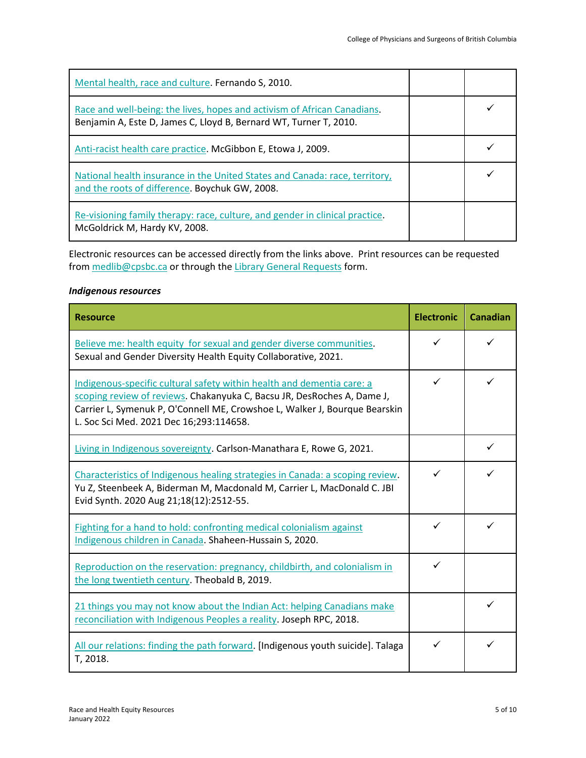| Resource | Electronic | Canadian |
|---|---|---|
| Mental health, race and culture. Fernando S, 2010. | | |
| Race and well-being: the lives, hopes and activism of African Canadians. Benjamin A, Este D, James C, Lloyd B, Bernard WT, Turner T, 2010. | | ✓ |
| Anti-racist health care practice. McGibbon E, Etowa J, 2009. | | ✓ |
| National health insurance in the United States and Canada: race, territory, and the roots of difference. Boychuk GW, 2008. | | ✓ |
| Re-visioning family therapy: race, culture, and gender in clinical practice. McGoldrick M, Hardy KV, 2008. | | |

Electronic resources can be accessed directly from the links above. Print resources can be requested from medlib@cpsbc.ca or through the Library General Requests form.

***Indigenous resources***

| Resource | Electronic | Canadian |
|---|---|---|
| Believe me: health equity for sexual and gender diverse communities. Sexual and Gender Diversity Health Equity Collaborative, 2021. | ✓ | ✓ |
| Indigenous-specific cultural safety within health and dementia care: a scoping review of reviews. Chakanyuka C, Bacsu JR, DesRoches A, Dame J, Carrier L, Symenuk P, O'Connell ME, Crowshoe L, Walker J, Bourque Bearskin L. Soc Sci Med. 2021 Dec 16;293:114658. | ✓ | ✓ |
| Living in Indigenous sovereignty. Carlson-Manathara E, Rowe G, 2021. | | ✓ |
| Characteristics of Indigenous healing strategies in Canada: a scoping review. Yu Z, Steenbeek A, Biderman M, Macdonald M, Carrier L, MacDonald C. JBI Evid Synth. 2020 Aug 21;18(12):2512-55. | ✓ | ✓ |
| Fighting for a hand to hold: confronting medical colonialism against Indigenous children in Canada. Shaheen-Hussain S, 2020. | ✓ | ✓ |
| Reproduction on the reservation: pregnancy, childbirth, and colonialism in the long twentieth century. Theobald B, 2019. | ✓ | |
| 21 things you may not know about the Indian Act: helping Canadians make reconciliation with Indigenous Peoples a reality. Joseph RPC, 2018. | | ✓ |
| All our relations: finding the path forward. [Indigenous youth suicide]. Talaga T, 2018. | ✓ | ✓ |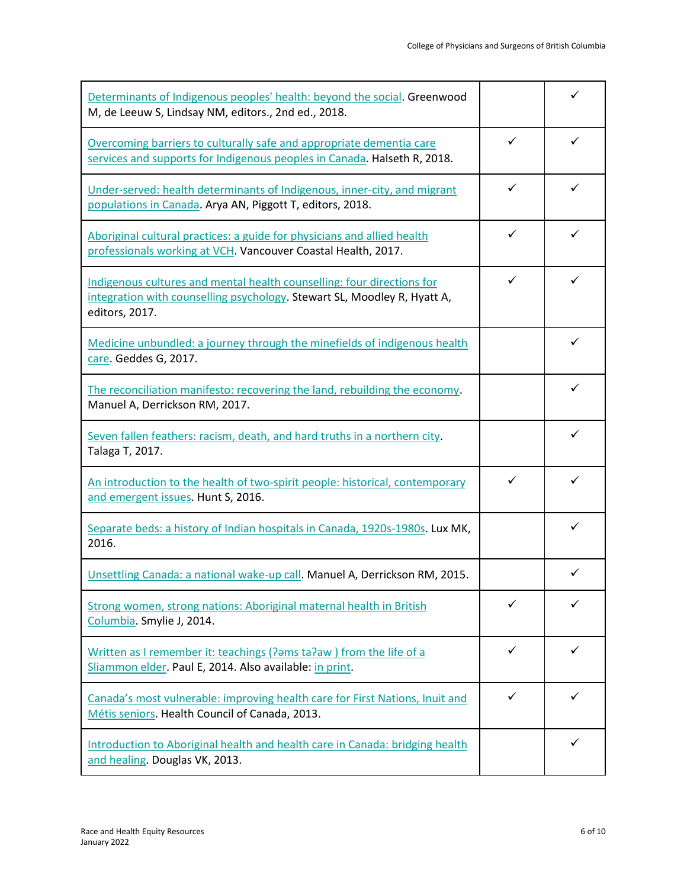| | | |
|---|---|---|
| Determinants of Indigenous peoples' health: beyond the social. Greenwood M, de Leeuw S, Lindsay NM, editors., 2nd ed., 2018. | | ✓ |
| Overcoming barriers to culturally safe and appropriate dementia care services and supports for Indigenous peoples in Canada. Halseth R, 2018. | ✓ | ✓ |
| Under-served: health determinants of Indigenous, inner-city, and migrant populations in Canada. Arya AN, Piggott T, editors, 2018. | ✓ | ✓ |
| Aboriginal cultural practices: a guide for physicians and allied health professionals working at VCH. Vancouver Coastal Health, 2017. | ✓ | ✓ |
| Indigenous cultures and mental health counselling: four directions for integration with counselling psychology. Stewart SL, Moodley R, Hyatt A, editors, 2017. | ✓ | ✓ |
| Medicine unbundled: a journey through the minefields of indigenous health care. Geddes G, 2017. | | ✓ |
| The reconciliation manifesto: recovering the land, rebuilding the economy. Manuel A, Derrickson RM, 2017. | | ✓ |
| Seven fallen feathers: racism, death, and hard truths in a northern city. Talaga T, 2017. | | ✓ |
| An introduction to the health of two-spirit people: historical, contemporary and emergent issues. Hunt S, 2016. | ✓ | ✓ |
| Separate beds: a history of Indian hospitals in Canada, 1920s-1980s. Lux MK, 2016. | | ✓ |
| Unsettling Canada: a national wake-up call. Manuel A, Derrickson RM, 2015. | | ✓ |
| Strong women, strong nations: Aboriginal maternal health in British Columbia. Smylie J, 2014. | ✓ | ✓ |
| Written as I remember it: teachings (ʔəms taʔaw ) from the life of a Sliammon elder. Paul E, 2014. Also available: in print. | ✓ | ✓ |
| Canada's most vulnerable: improving health care for First Nations, Inuit and Métis seniors. Health Council of Canada, 2013. | ✓ | ✓ |
| Introduction to Aboriginal health and health care in Canada: bridging health and healing. Douglas VK, 2013. | | ✓ |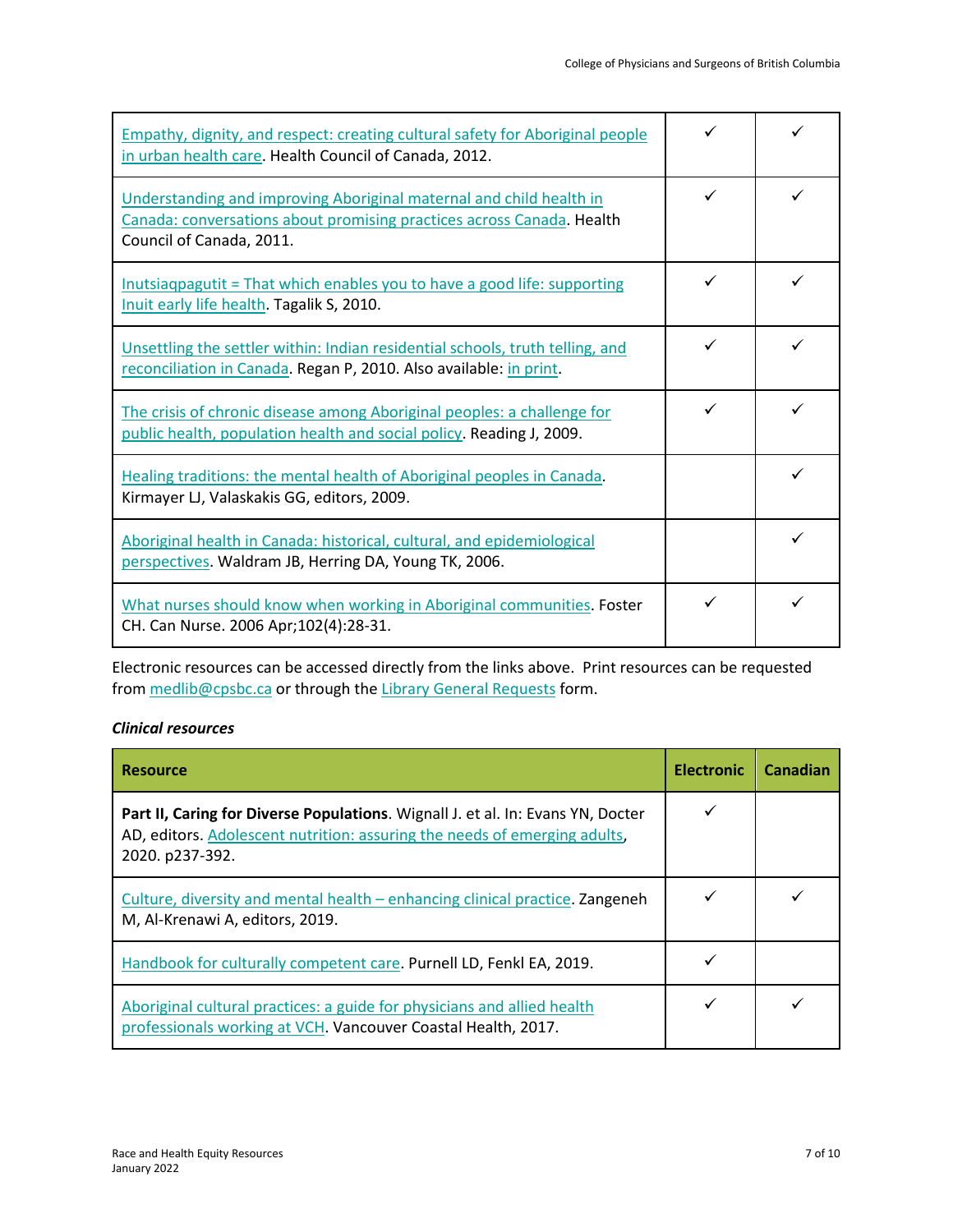| Resource | Electronic | Canadian |
|---|---|---|
| Empathy, dignity, and respect: creating cultural safety for Aboriginal people in urban health care. Health Council of Canada, 2012. | ✓ | ✓ |
| Understanding and improving Aboriginal maternal and child health in Canada: conversations about promising practices across Canada. Health Council of Canada, 2011. | ✓ | ✓ |
| Inutsiaqpagutit = That which enables you to have a good life: supporting Inuit early life health. Tagalik S, 2010. | ✓ | ✓ |
| Unsettling the settler within: Indian residential schools, truth telling, and reconciliation in Canada. Regan P, 2010. Also available: in print. | ✓ | ✓ |
| The crisis of chronic disease among Aboriginal peoples: a challenge for public health, population health and social policy. Reading J, 2009. | ✓ | ✓ |
| Healing traditions: the mental health of Aboriginal peoples in Canada. Kirmayer LJ, Valaskakis GG, editors, 2009. | | ✓ |
| Aboriginal health in Canada: historical, cultural, and epidemiological perspectives. Waldram JB, Herring DA, Young TK, 2006. | | ✓ |
| What nurses should know when working in Aboriginal communities. Foster CH. Can Nurse. 2006 Apr;102(4):28-31. | ✓ | ✓ |

Electronic resources can be accessed directly from the links above. Print resources can be requested from medlib@cpsbc.ca or through the Library General Requests form.

***Clinical resources***

| Resource | Electronic | Canadian |
|---|---|---|
| **Part II, Caring for Diverse Populations**. Wignall J. et al. In: Evans YN, Docter AD, editors. Adolescent nutrition: assuring the needs of emerging adults, 2020. p237-392. | ✓ | |
| Culture, diversity and mental health – enhancing clinical practice. Zangeneh M, Al-Krenawi A, editors, 2019. | ✓ | ✓ |
| Handbook for culturally competent care. Purnell LD, Fenkl EA, 2019. | ✓ | |
| Aboriginal cultural practices: a guide for physicians and allied health professionals working at VCH. Vancouver Coastal Health, 2017. | ✓ | ✓ |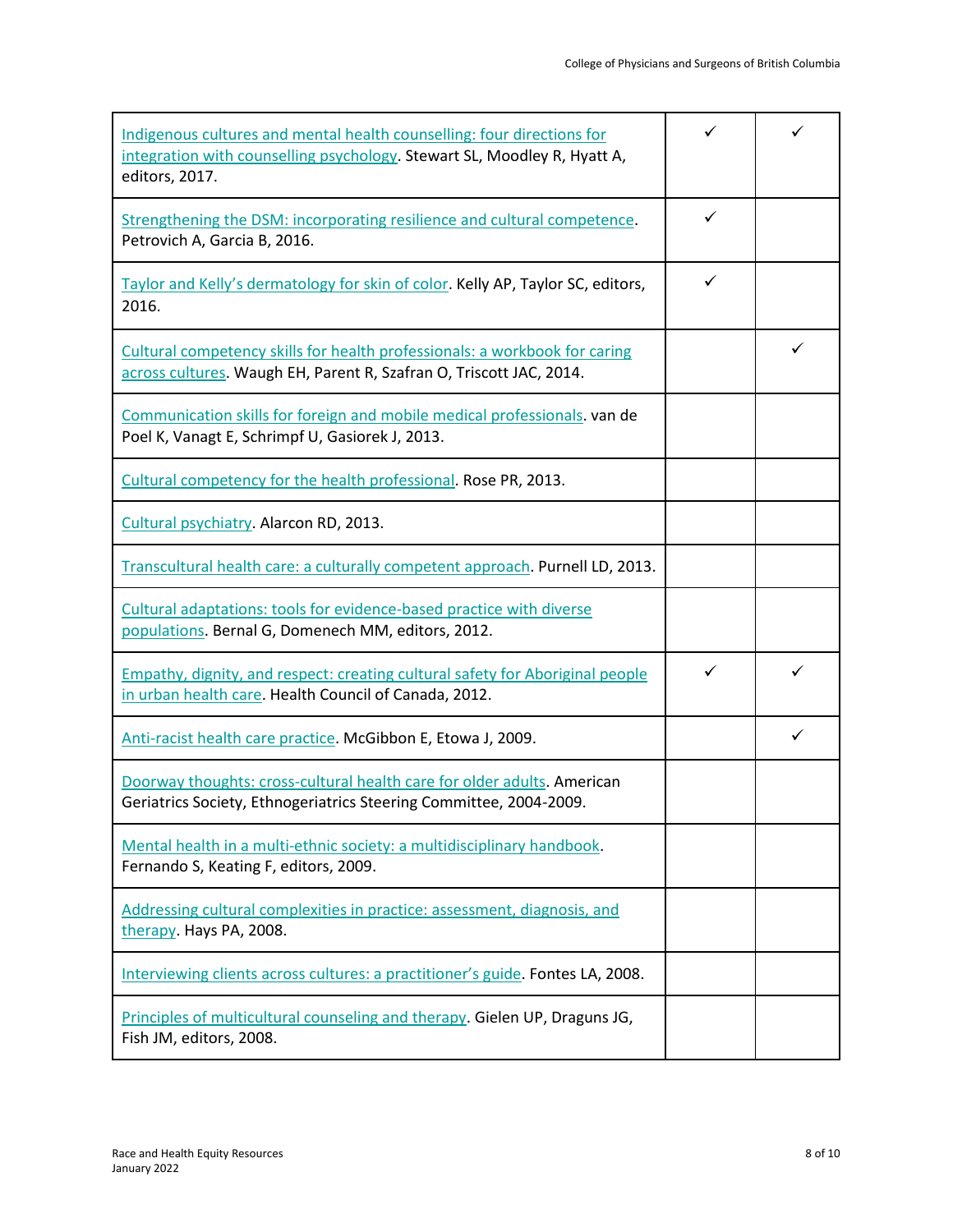| | | |
|---|---|---|
| Indigenous cultures and mental health counselling: four directions for integration with counselling psychology. Stewart SL, Moodley R, Hyatt A, editors, 2017. | ✓ | ✓ |
| Strengthening the DSM: incorporating resilience and cultural competence. Petrovich A, Garcia B, 2016. | ✓ | |
| Taylor and Kelly's dermatology for skin of color. Kelly AP, Taylor SC, editors, 2016. | ✓ | |
| Cultural competency skills for health professionals: a workbook for caring across cultures. Waugh EH, Parent R, Szafran O, Triscott JAC, 2014. | | ✓ |
| Communication skills for foreign and mobile medical professionals. van de Poel K, Vanagt E, Schrimpf U, Gasiorek J, 2013. | | |
| Cultural competency for the health professional. Rose PR, 2013. | | |
| Cultural psychiatry. Alarcon RD, 2013. | | |
| Transcultural health care: a culturally competent approach. Purnell LD, 2013. | | |
| Cultural adaptations: tools for evidence-based practice with diverse populations. Bernal G, Domenech MM, editors, 2012. | | |
| Empathy, dignity, and respect: creating cultural safety for Aboriginal people in urban health care. Health Council of Canada, 2012. | ✓ | ✓ |
| Anti-racist health care practice. McGibbon E, Etowa J, 2009. | | ✓ |
| Doorway thoughts: cross-cultural health care for older adults. American Geriatrics Society, Ethnogeriatrics Steering Committee, 2004-2009. | | |
| Mental health in a multi-ethnic society: a multidisciplinary handbook. Fernando S, Keating F, editors, 2009. | | |
| Addressing cultural complexities in practice: assessment, diagnosis, and therapy. Hays PA, 2008. | | |
| Interviewing clients across cultures: a practitioner's guide. Fontes LA, 2008. | | |
| Principles of multicultural counseling and therapy. Gielen UP, Draguns JG, Fish JM, editors, 2008. | | |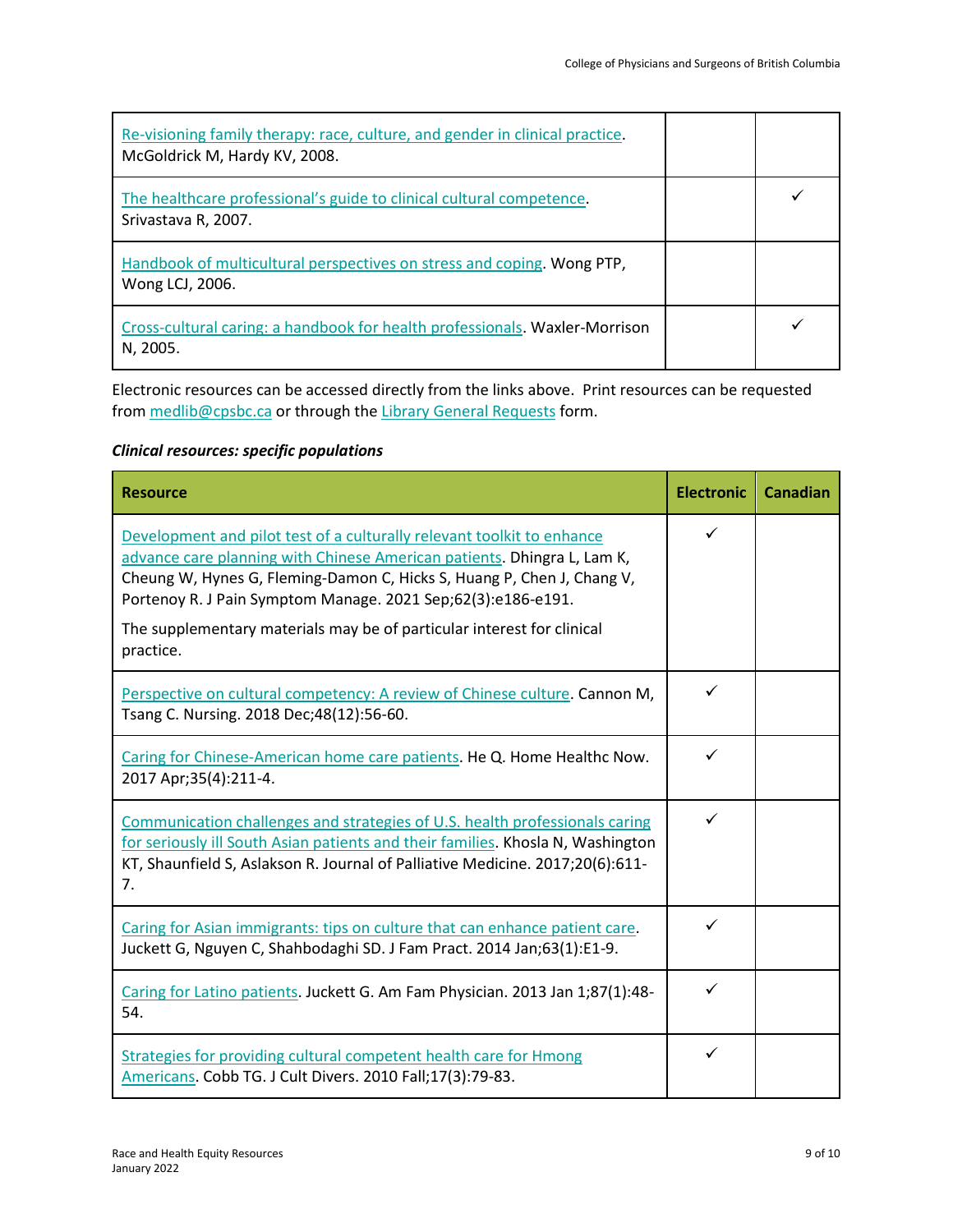| Resource | Electronic | Canadian |
|---|---|---|
| Re-visioning family therapy: race, culture, and gender in clinical practice. McGoldrick M, Hardy KV, 2008. | | |
| The healthcare professional's guide to clinical cultural competence. Srivastava R, 2007. | | ✓ |
| Handbook of multicultural perspectives on stress and coping. Wong PTP, Wong LCJ, 2006. | | |
| Cross-cultural caring: a handbook for health professionals. Waxler-Morrison N, 2005. | | ✓ |

Electronic resources can be accessed directly from the links above. Print resources can be requested from medlib@cpsbc.ca or through the Library General Requests form.

***Clinical resources: specific populations***

| Resource | Electronic | Canadian |
|---|---|---|
| Development and pilot test of a culturally relevant toolkit to enhance advance care planning with Chinese American patients. Dhingra L, Lam K, Cheung W, Hynes G, Fleming-Damon C, Hicks S, Huang P, Chen J, Chang V, Portenoy R. J Pain Symptom Manage. 2021 Sep;62(3):e186-e191. The supplementary materials may be of particular interest for clinical practice. | ✓ | |
| Perspective on cultural competency: A review of Chinese culture. Cannon M, Tsang C. Nursing. 2018 Dec;48(12):56-60. | ✓ | |
| Caring for Chinese-American home care patients. He Q. Home Healthc Now. 2017 Apr;35(4):211-4. | ✓ | |
| Communication challenges and strategies of U.S. health professionals caring for seriously ill South Asian patients and their families. Khosla N, Washington KT, Shaunfield S, Aslakson R. Journal of Palliative Medicine. 2017;20(6):611-7. | ✓ | |
| Caring for Asian immigrants: tips on culture that can enhance patient care. Juckett G, Nguyen C, Shahbodaghi SD. J Fam Pract. 2014 Jan;63(1):E1-9. | ✓ | |
| Caring for Latino patients. Juckett G. Am Fam Physician. 2013 Jan 1;87(1):48-54. | ✓ | |
| Strategies for providing cultural competent health care for Hmong Americans. Cobb TG. J Cult Divers. 2010 Fall;17(3):79-83. | ✓ | |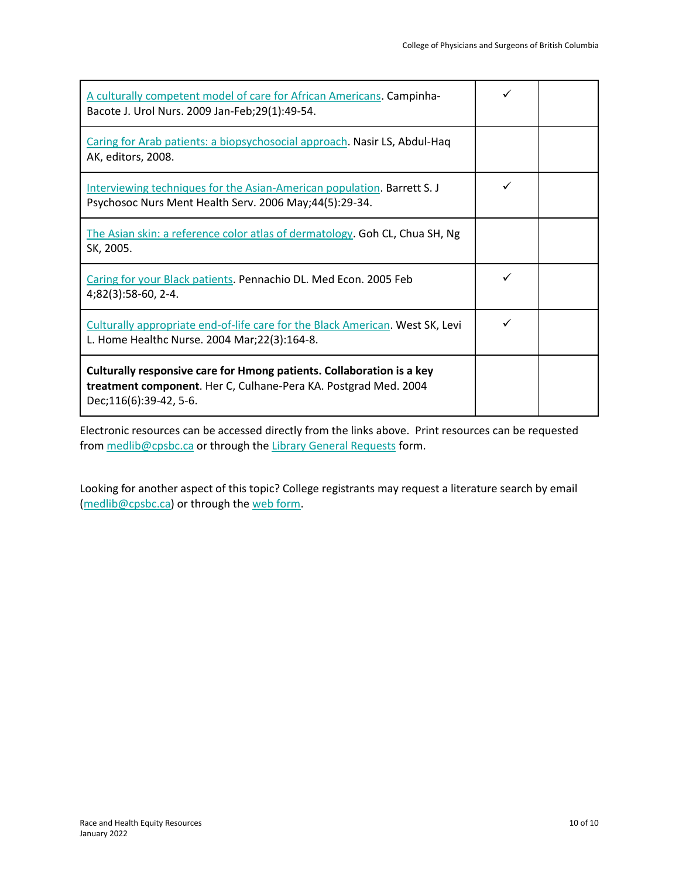| | | |
|---|---|---|
| A culturally competent model of care for African Americans. Campinha-Bacote J. Urol Nurs. 2009 Jan-Feb;29(1):49-54. | ✓ | |
| Caring for Arab patients: a biopsychosocial approach. Nasir LS, Abdul-Haq AK, editors, 2008. | | |
| Interviewing techniques for the Asian-American population. Barrett S. J Psychosoc Nurs Ment Health Serv. 2006 May;44(5):29-34. | ✓ | |
| The Asian skin: a reference color atlas of dermatology. Goh CL, Chua SH, Ng SK, 2005. | | |
| Caring for your Black patients. Pennachio DL. Med Econ. 2005 Feb 4;82(3):58-60, 2-4. | ✓ | |
| Culturally appropriate end-of-life care for the Black American. West SK, Levi L. Home Healthc Nurse. 2004 Mar;22(3):164-8. | ✓ | |
| **Culturally responsive care for Hmong patients. Collaboration is a key treatment component**. Her C, Culhane-Pera KA. Postgrad Med. 2004 Dec;116(6):39-42, 5-6. | | |

Electronic resources can be accessed directly from the links above. Print resources can be requested from medlib@cpsbc.ca or through the Library General Requests form.

Looking for another aspect of this topic? College registrants may request a literature search by email (medlib@cpsbc.ca) or through the web form.